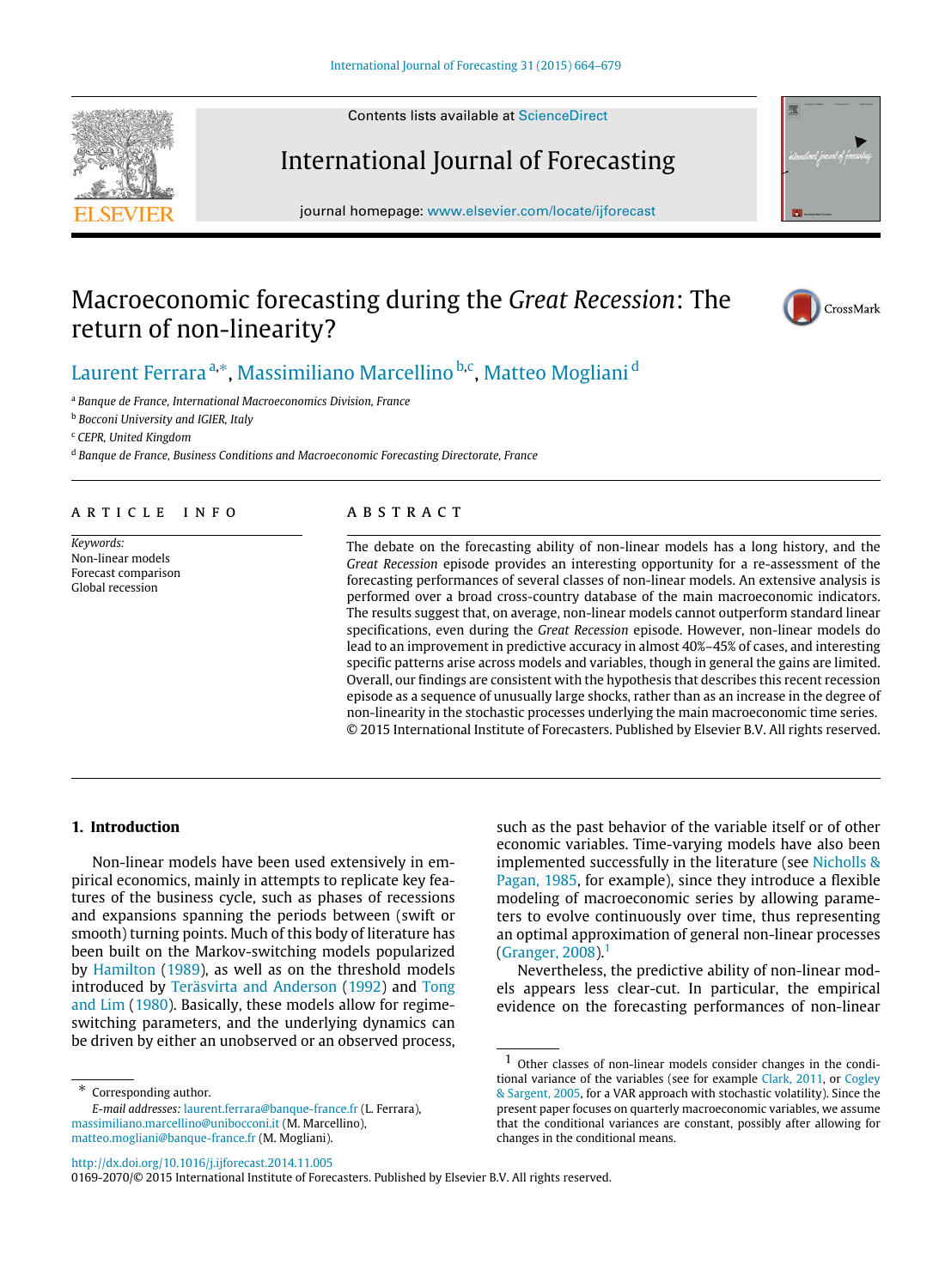# Macroeconomic forecasting during the *Great Recession*: The return of non-linearity?

Laurent Ferrara[a,*], Massimiliano Marcellino[b,c], Matteo Mogliani[d]

[a] Banque de France, International Macroeconomics Division, France

[b] Bocconi University and IGIER, Italy

[c] CEPR, United Kingdom

[d] Banque de France, Business Conditions and Macroeconomic Forecasting Directorate, France

## ARTICLE INFO

*Keywords:*
Non-linear models
Forecast comparison
Global recession

## ABSTRACT

The debate on the forecasting ability of non-linear models has a long history, and the *Great Recession* episode provides an interesting opportunity for a re-assessment of the forecasting performances of several classes of non-linear models. An extensive analysis is performed over a broad cross-country database of the main macroeconomic indicators. The results suggest that, on average, non-linear models cannot outperform standard linear specifications, even during the *Great Recession* episode. However, non-linear models do lead to an improvement in predictive accuracy in almost 40%–45% of cases, and interesting specific patterns arise across models and variables, though in general the gains are limited. Overall, our findings are consistent with the hypothesis that describes this recent recession episode as a sequence of unusually large shocks, rather than as an increase in the degree of non-linearity in the stochastic processes underlying the main macroeconomic time series.

© 2015 International Institute of Forecasters. Published by Elsevier B.V. All rights reserved.

## 1. Introduction

Non-linear models have been used extensively in empirical economics, mainly in attempts to replicate key features of the business cycle, such as phases of recessions and expansions spanning the periods between (swift or smooth) turning points. Much of this body of literature has been built on the Markov-switching models popularized by Hamilton (1989), as well as on the threshold models introduced by Teräsvirta and Anderson (1992) and Tong and Lim (1980). Basically, these models allow for regime-switching parameters, and the underlying dynamics can be driven by either an unobserved or an observed process, such as the past behavior of the variable itself or of other economic variables. Time-varying models have also been implemented successfully in the literature (see Nicholls & Pagan, 1985, for example), since they introduce a flexible modeling of macroeconomic series by allowing parameters to evolve continuously over time, thus representing an optimal approximation of general non-linear processes (Granger, 2008).[1]

Nevertheless, the predictive ability of non-linear models appears less clear-cut. In particular, the empirical evidence on the forecasting performances of non-linear

[1] Other classes of non-linear models consider changes in the conditional variance of the variables (see for example Clark, 2011, or Cogley & Sargent, 2005, for a VAR approach with stochastic volatility). Since the present paper focuses on quarterly macroeconomic variables, we assume that the conditional variances are constant, possibly after allowing for changes in the conditional means.

* Corresponding author.
*E-mail addresses:* laurent.ferrara@banque-france.fr (L. Ferrara), massimiliano.marcellino@unibocconi.it (M. Marcellino), matteo.mogliani@banque-france.fr (M. Mogliani).

http://dx.doi.org/10.1016/j.ijforecast.2014.11.005
0169-2070/© 2015 International Institute of Forecasters. Published by Elsevier B.V. All rights reserved.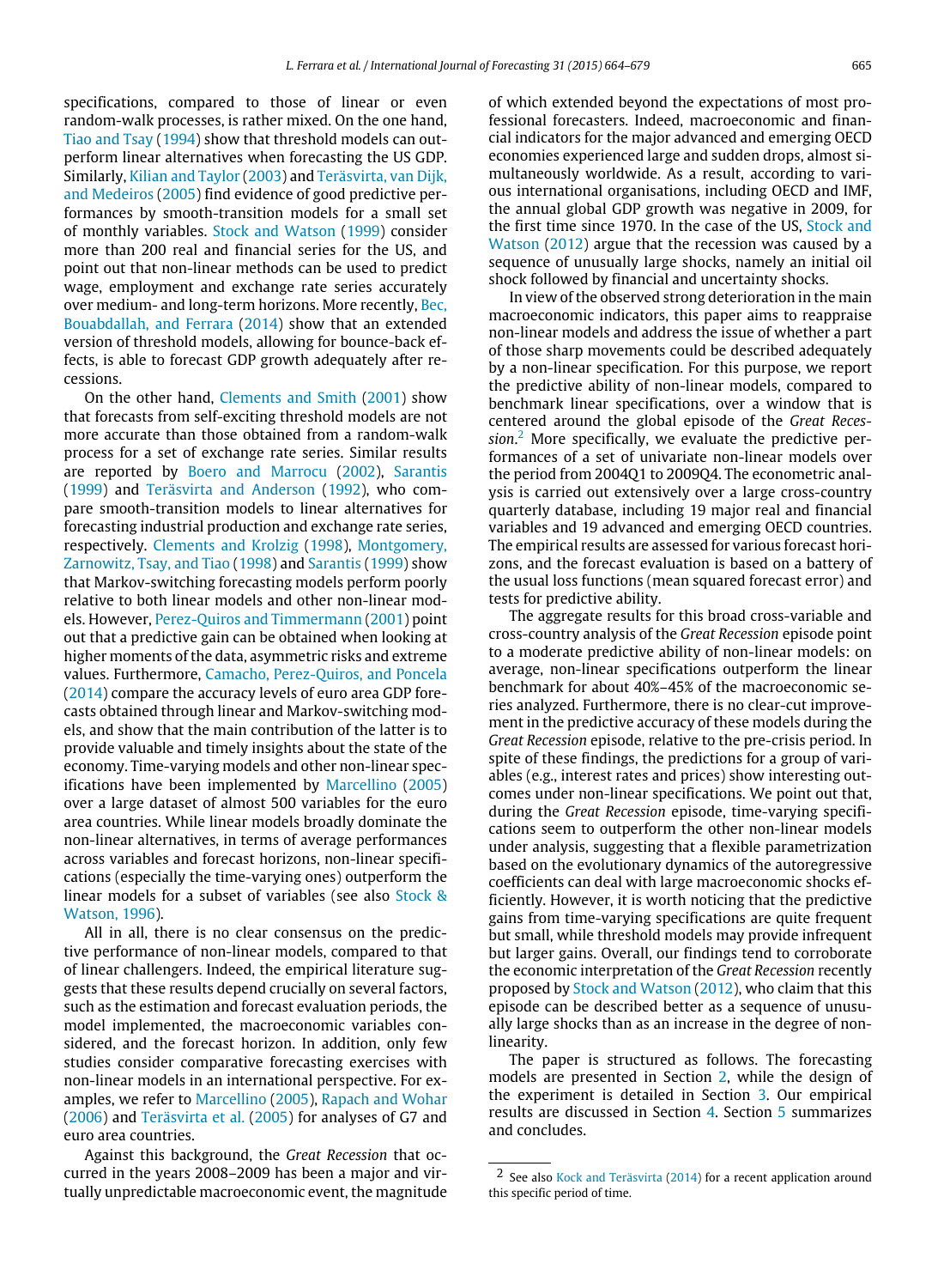specifications, compared to those of linear or even random-walk processes, is rather mixed. On the one hand, Tiao and Tsay (1994) show that threshold models can outperform linear alternatives when forecasting the US GDP. Similarly, Kilian and Taylor (2003) and Teräsvirta, van Dijk, and Medeiros (2005) find evidence of good predictive performances by smooth-transition models for a small set of monthly variables. Stock and Watson (1999) consider more than 200 real and financial series for the US, and point out that non-linear methods can be used to predict wage, employment and exchange rate series accurately over medium- and long-term horizons. More recently, Bec, Bouabdallah, and Ferrara (2014) show that an extended version of threshold models, allowing for bounce-back effects, is able to forecast GDP growth adequately after recessions.

On the other hand, Clements and Smith (2001) show that forecasts from self-exciting threshold models are not more accurate than those obtained from a random-walk process for a set of exchange rate series. Similar results are reported by Boero and Marrocu (2002), Sarantis (1999) and Teräsvirta and Anderson (1992), who compare smooth-transition models to linear alternatives for forecasting industrial production and exchange rate series, respectively. Clements and Krolzig (1998), Montgomery, Zarnowitz, Tsay, and Tiao (1998) and Sarantis (1999) show that Markov-switching forecasting models perform poorly relative to both linear models and other non-linear models. However, Perez-Quiros and Timmermann (2001) point out that a predictive gain can be obtained when looking at higher moments of the data, asymmetric risks and extreme values. Furthermore, Camacho, Perez-Quiros, and Poncela (2014) compare the accuracy levels of euro area GDP forecasts obtained through linear and Markov-switching models, and show that the main contribution of the latter is to provide valuable and timely insights about the state of the economy. Time-varying models and other non-linear specifications have been implemented by Marcellino (2005) over a large dataset of almost 500 variables for the euro area countries. While linear models broadly dominate the non-linear alternatives, in terms of average performances across variables and forecast horizons, non-linear specifications (especially the time-varying ones) outperform the linear models for a subset of variables (see also Stock & Watson, 1996).

All in all, there is no clear consensus on the predictive performance of non-linear models, compared to that of linear challengers. Indeed, the empirical literature suggests that these results depend crucially on several factors, such as the estimation and forecast evaluation periods, the model implemented, the macroeconomic variables considered, and the forecast horizon. In addition, only few studies consider comparative forecasting exercises with non-linear models in an international perspective. For examples, we refer to Marcellino (2005), Rapach and Wohar (2006) and Teräsvirta et al. (2005) for analyses of G7 and euro area countries.

Against this background, the *Great Recession* that occurred in the years 2008–2009 has been a major and virtually unpredictable macroeconomic event, the magnitude of which extended beyond the expectations of most professional forecasters. Indeed, macroeconomic and financial indicators for the major advanced and emerging OECD economies experienced large and sudden drops, almost simultaneously worldwide. As a result, according to various international organisations, including OECD and IMF, the annual global GDP growth was negative in 2009, for the first time since 1970. In the case of the US, Stock and Watson (2012) argue that the recession was caused by a sequence of unusually large shocks, namely an initial oil shock followed by financial and uncertainty shocks.

In view of the observed strong deterioration in the main macroeconomic indicators, this paper aims to reappraise non-linear models and address the issue of whether a part of those sharp movements could be described adequately by a non-linear specification. For this purpose, we report the predictive ability of non-linear models, compared to benchmark linear specifications, over a window that is centered around the global episode of the *Great Recession*.[2] More specifically, we evaluate the predictive performances of a set of univariate non-linear models over the period from 2004Q1 to 2009Q4. The econometric analysis is carried out extensively over a large cross-country quarterly database, including 19 major real and financial variables and 19 advanced and emerging OECD countries. The empirical results are assessed for various forecast horizons, and the forecast evaluation is based on a battery of the usual loss functions (mean squared forecast error) and tests for predictive ability.

The aggregate results for this broad cross-variable and cross-country analysis of the *Great Recession* episode point to a moderate predictive ability of non-linear models: on average, non-linear specifications outperform the linear benchmark for about 40%–45% of the macroeconomic series analyzed. Furthermore, there is no clear-cut improvement in the predictive accuracy of these models during the *Great Recession* episode, relative to the pre-crisis period. In spite of these findings, the predictions for a group of variables (e.g., interest rates and prices) show interesting outcomes under non-linear specifications. We point out that, during the *Great Recession* episode, time-varying specifications seem to outperform the other non-linear models under analysis, suggesting that a flexible parametrization based on the evolutionary dynamics of the autoregressive coefficients can deal with large macroeconomic shocks efficiently. However, it is worth noticing that the predictive gains from time-varying specifications are quite frequent but small, while threshold models may provide infrequent but larger gains. Overall, our findings tend to corroborate the economic interpretation of the *Great Recession* recently proposed by Stock and Watson (2012), who claim that this episode can be described better as a sequence of unusually large shocks than as an increase in the degree of non-linearity.

The paper is structured as follows. The forecasting models are presented in Section 2, while the design of the experiment is detailed in Section 3. Our empirical results are discussed in Section 4. Section 5 summarizes and concludes.

[2] See also Kock and Teräsvirta (2014) for a recent application around this specific period of time.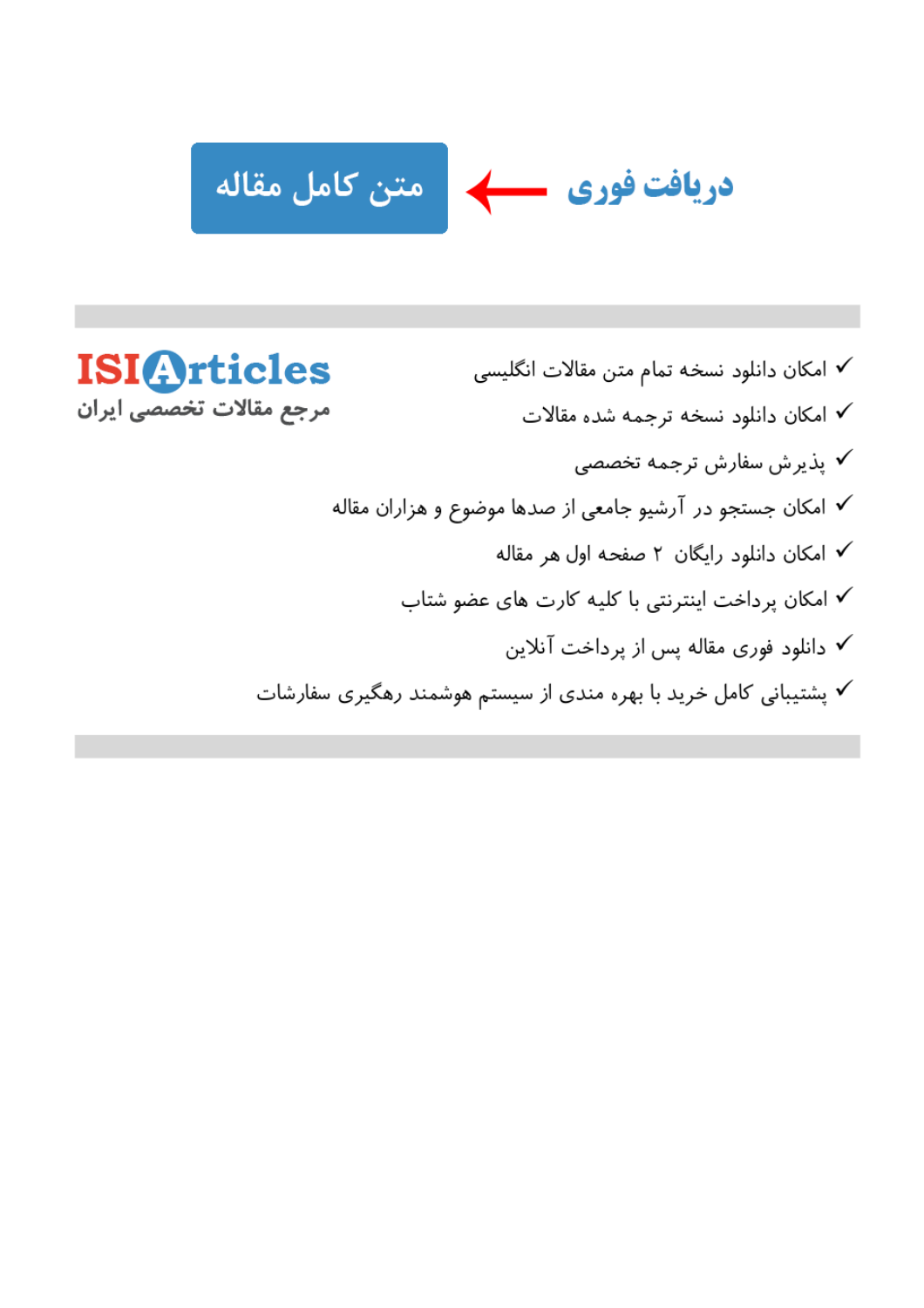دریافت فوری ← متن کامل مقاله

ISIArticles
مرجع مقالات تخصصی ایران

- ✓ امکان دانلود نسخه تمام متن مقالات انگلیسی
- ✓ امکان دانلود نسخه ترجمه شده مقالات
- ✓ پذیرش سفارش ترجمه تخصصی
- ✓ امکان جستجو در آرشیو جامعی از صدها موضوع و هزاران مقاله
- ✓ امکان دانلود رایگان ۲ صفحه اول هر مقاله
- ✓ امکان پرداخت اینترنتی با کلیه کارت های عضو شتاب
- ✓ دانلود فوری مقاله پس از پرداخت آنلاین
- ✓ پشتیبانی کامل خرید با بهره مندی از سیستم هوشمند رهگیری سفارشات